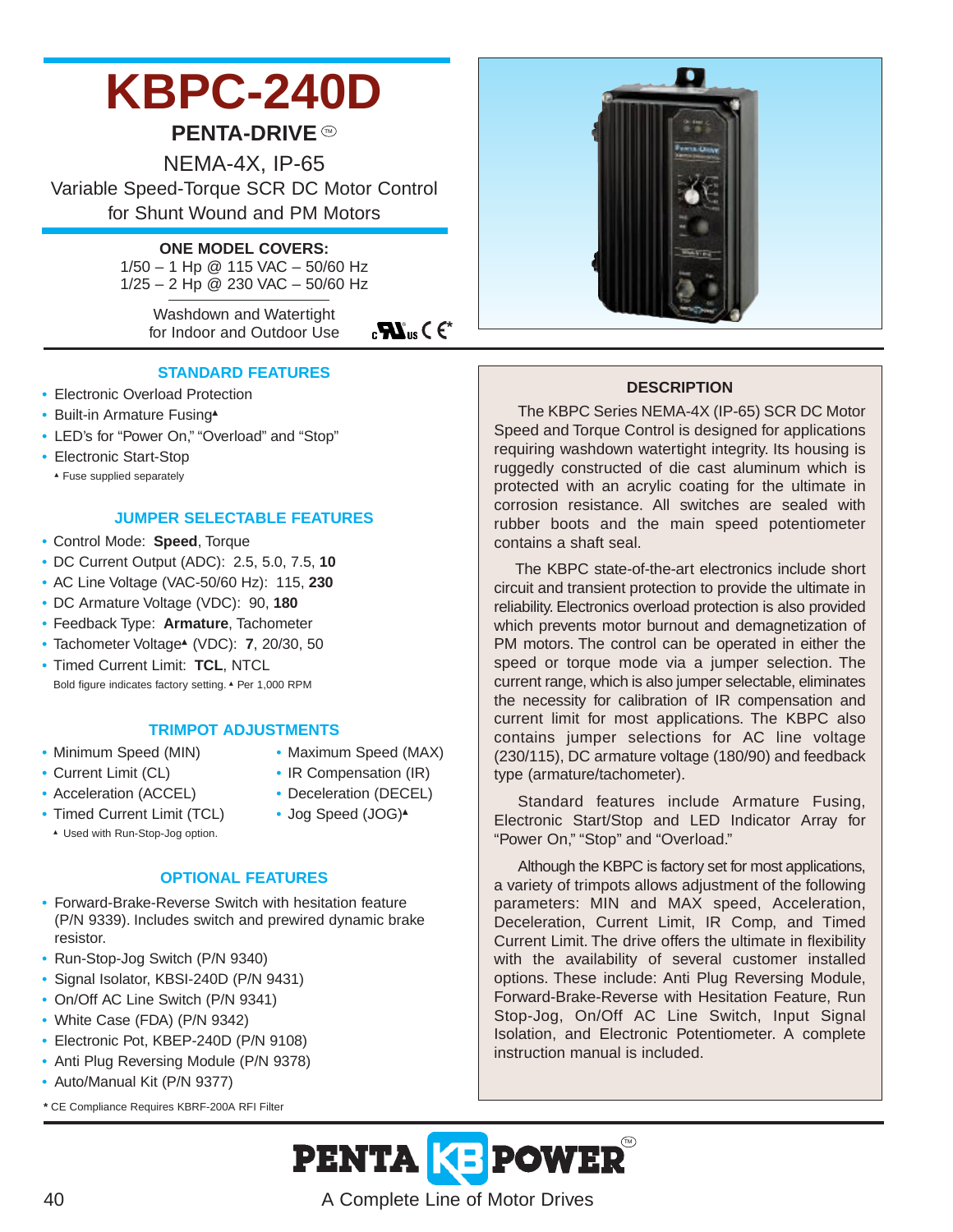# KBPC-240D

## PENTA-DRIVE™

NEMA-4X, IP-65

Variable Speed-Torque SCR DC Motor Control for Shunt Wound and PM Motors

**ONE MODEL COVERS:**

1/50 – 1 Hp @ 115 VAC – 50/60 Hz
1/25 – 2 Hp @ 230 VAC – 50/60 Hz

Washdown and Watertight for Indoor and Outdoor Use

cULus CE*

### STANDARD FEATURES

- Electronic Overload Protection
- Built-in Armature Fusing▲
- LED's for "Power On," "Overload" and "Stop"
- Electronic Start-Stop

▲ Fuse supplied separately

### JUMPER SELECTABLE FEATURES

- Control Mode: **Speed**, Torque
- DC Current Output (ADC): 2.5, 5.0, 7.5, **10**
- AC Line Voltage (VAC-50/60 Hz): 115, **230**
- DC Armature Voltage (VDC): 90, **180**
- Feedback Type: **Armature**, Tachometer
- Tachometer Voltage▲ (VDC): **7**, 20/30, 50
- Timed Current Limit: **TCL**, NTCL

Bold figure indicates factory setting. ▲ Per 1,000 RPM

### TRIMPOT ADJUSTMENTS

- Minimum Speed (MIN)
- Current Limit (CL)
- Acceleration (ACCEL)
- Timed Current Limit (TCL)
- Maximum Speed (MAX)
- IR Compensation (IR)
- Deceleration (DECEL)
- Jog Speed (JOG)▲

▲ Used with Run-Stop-Jog option.

### OPTIONAL FEATURES

- Forward-Brake-Reverse Switch with hesitation feature (P/N 9339). Includes switch and prewired dynamic brake resistor.
- Run-Stop-Jog Switch (P/N 9340)
- Signal Isolator, KBSI-240D (P/N 9431)
- On/Off AC Line Switch (P/N 9341)
- White Case (FDA) (P/N 9342)
- Electronic Pot, KBEP-240D (P/N 9108)
- Anti Plug Reversing Module (P/N 9378)
- Auto/Manual Kit (P/N 9377)

\* CE Compliance Requires KBRF-200A RFI Filter

### DESCRIPTION

The KBPC Series NEMA-4X (IP-65) SCR DC Motor Speed and Torque Control is designed for applications requiring washdown watertight integrity. Its housing is ruggedly constructed of die cast aluminum which is protected with an acrylic coating for the ultimate in corrosion resistance. All switches are sealed with rubber boots and the main speed potentiometer contains a shaft seal.

The KBPC state-of-the-art electronics include short circuit and transient protection to provide the ultimate in reliability. Electronics overload protection is also provided which prevents motor burnout and demagnetization of PM motors. The control can be operated in either the speed or torque mode via a jumper selection. The current range, which is also jumper selectable, eliminates the necessity for calibration of IR compensation and current limit for most applications. The KBPC also contains jumper selections for AC line voltage (230/115), DC armature voltage (180/90) and feedback type (armature/tachometer).

Standard features include Armature Fusing, Electronic Start/Stop and LED Indicator Array for "Power On," "Stop" and "Overload."

Although the KBPC is factory set for most applications, a variety of trimpots allows adjustment of the following parameters: MIN and MAX speed, Acceleration, Deceleration, Current Limit, IR Comp, and Timed Current Limit. The drive offers the ultimate in flexibility with the availability of several customer installed options. These include: Anti Plug Reversing Module, Forward-Brake-Reverse with Hesitation Feature, Run Stop-Jog, On/Off AC Line Switch, Input Signal Isolation, and Electronic Potentiometer. A complete instruction manual is included.

PENTA KB POWER™

A Complete Line of Motor Drives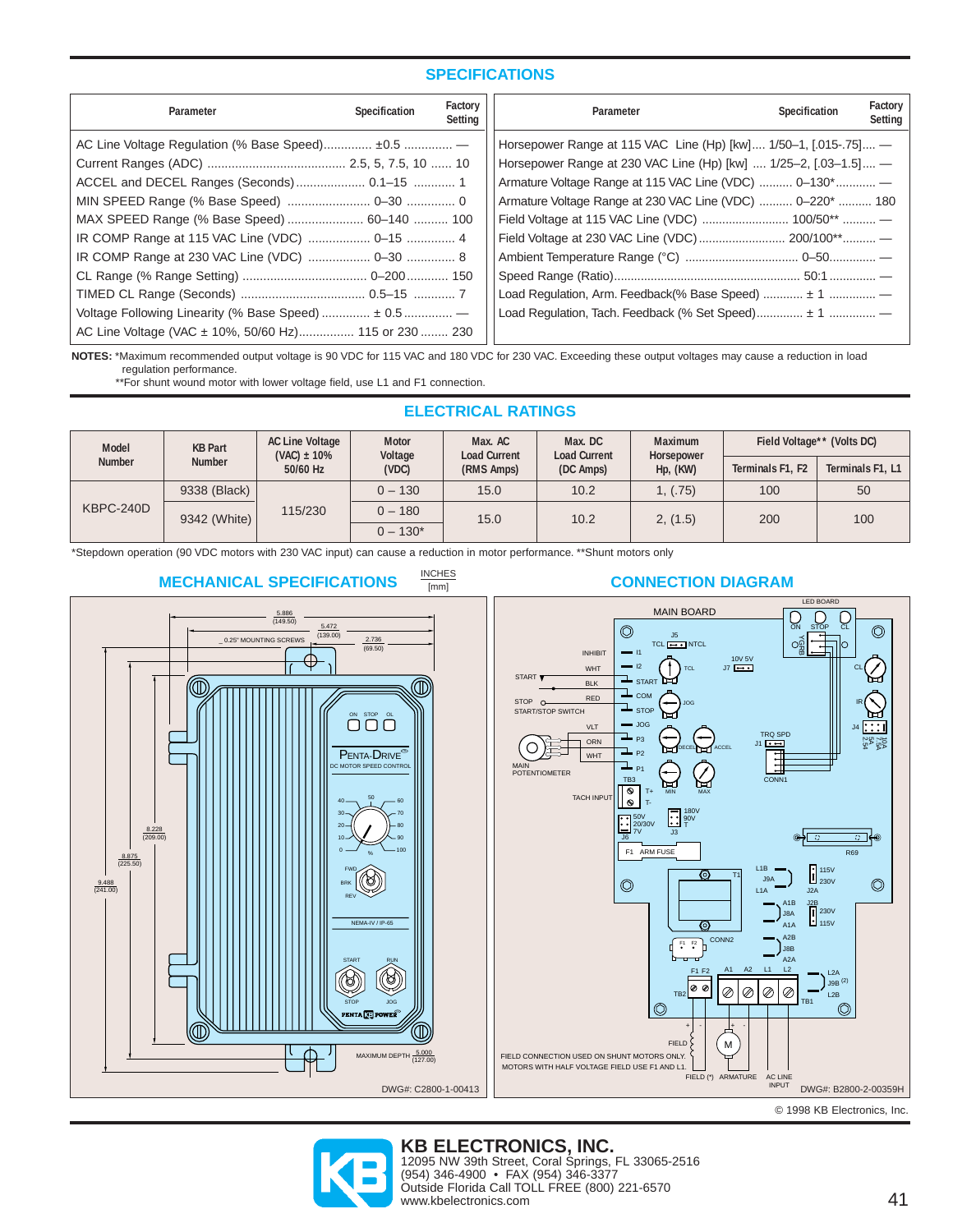## SPECIFICATIONS

| Parameter | Specification | Factory Setting |
|---|---|---|
| AC Line Voltage Regulation (% Base Speed) | ±0.5 | — |
| Current Ranges (ADC) | 2.5, 5, 7.5, 10 | 10 |
| ACCEL and DECEL Ranges (Seconds) | 0.1–15 | 1 |
| MIN SPEED Range (% Base Speed) | 0–30 | 0 |
| MAX SPEED Range (% Base Speed) | 60–140 | 100 |
| IR COMP Range at 115 VAC Line (VDC) | 0–15 | 4 |
| IR COMP Range at 230 VAC Line (VDC) | 0–30 | 8 |
| CL Range (% Range Setting) | 0–200 | 150 |
| TIMED CL Range (Seconds) | 0.5–15 | 7 |
| Voltage Following Linearity (% Base Speed) | ± 0.5 | — |
| AC Line Voltage (VAC ± 10%, 50/60 Hz) | 115 or 230 | 230 |

| Parameter | Specification | Factory Setting |
|---|---|---|
| Horsepower Range at 115 VAC Line (Hp) [kw] | 1/50–1, [.015-.75] | — |
| Horsepower Range at 230 VAC Line (Hp) [kw] | 1/25–2, [.03–1.5] | — |
| Armature Voltage Range at 115 VAC Line (VDC) | 0–130* | — |
| Armature Voltage Range at 230 VAC Line (VDC) | 0–220* | 180 |
| Field Voltage at 115 VAC Line (VDC) | 100/50** | — |
| Field Voltage at 230 VAC Line (VDC) | 200/100** | — |
| Ambient Temperature Range (°C) | 0–50 | — |
| Speed Range (Ratio) | 50:1 | — |
| Load Regulation, Arm. Feedback(% Base Speed) | ± 1 | — |
| Load Regulation, Tach. Feedback (% Set Speed) | ± 1 | — |

**NOTES:** *Maximum recommended output voltage is 90 VDC for 115 VAC and 180 VDC for 230 VAC. Exceeding these output voltages may cause a reduction in load regulation performance.
**For shunt wound motor with lower voltage field, use L1 and F1 connection.

## ELECTRICAL RATINGS

| Model Number | KB Part Number | AC Line Voltage (VAC) ± 10% 50/60 Hz | Motor Voltage (VDC) | Max. AC Load Current (RMS Amps) | Max. DC Load Current (DC Amps) | Maximum Horsepower Hp, (KW) | Field Voltage** (Volts DC) | |
|---|---|---|---|---|---|---|---|---|
| | | | | | | | Terminals F1, F2 | Terminals F1, L1 |
| KBPC-240D | 9338 (Black) | 115/230 | 0 – 130 | 15.0 | 10.2 | 1, (.75) | 100 | 50 |
| | 9342 (White) | | 0 – 180 | 15.0 | 10.2 | 2, (1.5) | 200 | 100 |
| | | | 0 – 130* | | | | | |

*Stepdown operation (90 VDC motors with 230 VAC input) can cause a reduction in motor performance. **Shunt motors only

## MECHANICAL SPECIFICATIONS

INCHES [mm]

5.886 (149.50)
5.472 (139.00)
0.25" MOUNTING SCREWS
2.736 (69.50)
8.228 (209.00)
8.875 (225.50)
9.488 (241.00)
MAXIMUM DEPTH 5.000 (127.00)
ON STOP OL
PENTA-DRIVE
DC MOTOR SPEED CONTROL
FWD BRK REV
NEMA-IV / IP-65
START RUN STOP JOG
PENTA KB POWER

DWG#: C2800-1-00413

## CONNECTION DIAGRAM

MAIN BOARD
LED BOARD
ON STOP CL
INHIBIT I1 I2
START WHT BLK RED START COM STOP
STOP
START/STOP SWITCH
JOG
TCL NTCL J5
10V 5V J7
TCL CL IR
VLT ORN WHT P3 P2 P1
MAIN POTENTIOMETER
DECEL ACCEL MIN MAX
TRQ SPD J1
J4 10A 7.5A 5A 2.5A
CONN1
TACH INPUT TB3 T+ T-
J6 50V 20/30V 7V
J3 180V 90V T
F1 ARM FUSE
R69
T1
L1B J9A L1A
J2A 115V 230V
A1B J8A A1A
J2B 230V 115V
A2B J8B A2A
CONN2
F1 F2
TB2
A1 A2 L1 L2
TB1
L2A J9B (2) L2B
FIELD
M
FIELD CONNECTION USED ON SHUNT MOTORS ONLY.
MOTORS WITH HALF VOLTAGE FIELD USE F1 AND L1.
FIELD (*) ARMATURE AC LINE INPUT

DWG#: B2800-2-00359H

© 1998 KB Electronics, Inc.

**KB ELECTRONICS, INC.**
12095 NW 39th Street, Coral Springs, FL 33065-2516
(954) 346-4900 • FAX (954) 346-3377
Outside Florida Call TOLL FREE (800) 221-6570
www.kbelectronics.com